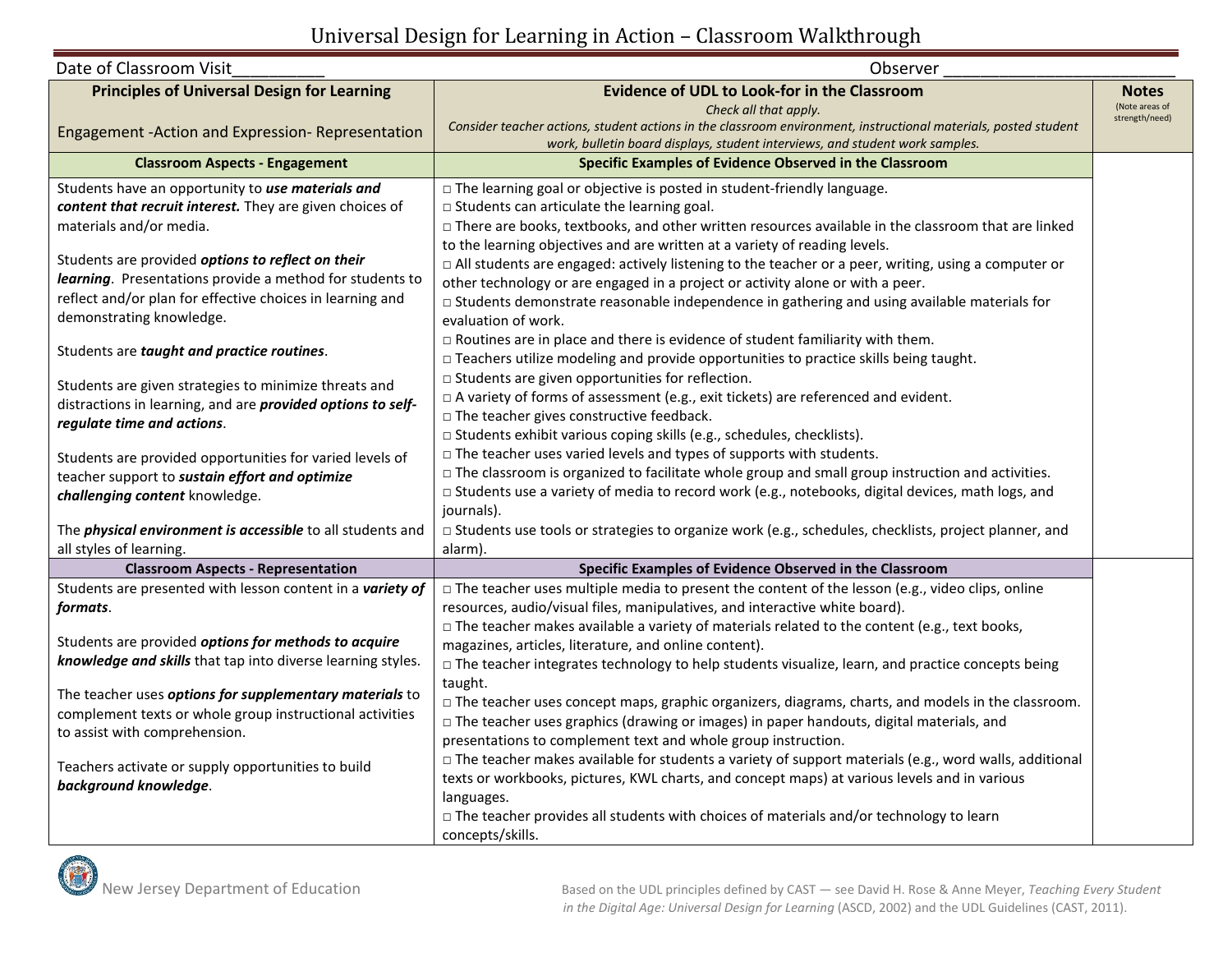# Universal Design for Learning in Action – Classroom Walkthrough

Date of Classroom Visit__________ Observer ___________________________

| Principles of Universal Design for Learning<br><br>Engagement -Action and Expression- Representation | **Evidence of UDL to Look-for in the Classroom**<br>*Check all that apply.*<br>*Consider teacher actions, student actions in the classroom environment, instructional materials, posted student work, bulletin board displays, student interviews, and student work samples.* | **Notes**<br>(Note areas of strength/need) |
|---|---|---|
| **Classroom Aspects - Engagement** | **Specific Examples of Evidence Observed in the Classroom** | |
| Students have an opportunity to ***use materials and content that recruit interest.*** They are given choices of materials and/or media.<br><br>Students are provided ***options to reflect on their learning***. Presentations provide a method for students to reflect and/or plan for effective choices in learning and demonstrating knowledge.<br><br>Students are ***taught and practice routines***.<br><br>Students are given strategies to minimize threats and distractions in learning, and are ***provided options to self-regulate time and actions***.<br><br>Students are provided opportunities for varied levels of teacher support to ***sustain effort and optimize challenging content*** knowledge.<br><br>The ***physical environment is accessible*** to all students and all styles of learning. | □ The learning goal or objective is posted in student-friendly language.<br>□ Students can articulate the learning goal.<br>□ There are books, textbooks, and other written resources available in the classroom that are linked to the learning objectives and are written at a variety of reading levels.<br>□ All students are engaged: actively listening to the teacher or a peer, writing, using a computer or other technology or are engaged in a project or activity alone or with a peer.<br>□ Students demonstrate reasonable independence in gathering and using available materials for evaluation of work.<br>□ Routines are in place and there is evidence of student familiarity with them.<br>□ Teachers utilize modeling and provide opportunities to practice skills being taught.<br>□ Students are given opportunities for reflection.<br>□ A variety of forms of assessment (e.g., exit tickets) are referenced and evident.<br>□ The teacher gives constructive feedback.<br>□ Students exhibit various coping skills (e.g., schedules, checklists).<br>□ The teacher uses varied levels and types of supports with students.<br>□ The classroom is organized to facilitate whole group and small group instruction and activities.<br>□ Students use a variety of media to record work (e.g., notebooks, digital devices, math logs, and journals).<br>□ Students use tools or strategies to organize work (e.g., schedules, checklists, project planner, and alarm). | |
| **Classroom Aspects - Representation** | **Specific Examples of Evidence Observed in the Classroom** | |
| Students are presented with lesson content in a ***variety of formats***.<br><br>Students are provided ***options for methods to acquire knowledge and skills*** that tap into diverse learning styles.<br><br>The teacher uses ***options for supplementary materials*** to complement texts or whole group instructional activities to assist with comprehension.<br><br>Teachers activate or supply opportunities to build ***background knowledge***. | □ The teacher uses multiple media to present the content of the lesson (e.g., video clips, online resources, audio/visual files, manipulatives, and interactive white board).<br>□ The teacher makes available a variety of materials related to the content (e.g., text books, magazines, articles, literature, and online content).<br>□ The teacher integrates technology to help students visualize, learn, and practice concepts being taught.<br>□ The teacher uses concept maps, graphic organizers, diagrams, charts, and models in the classroom.<br>□ The teacher uses graphics (drawing or images) in paper handouts, digital materials, and presentations to complement text and whole group instruction.<br>□ The teacher makes available for students a variety of support materials (e.g., word walls, additional texts or workbooks, pictures, KWL charts, and concept maps) at various levels and in various languages.<br>□ The teacher provides all students with choices of materials and/or technology to learn concepts/skills. | |

New Jersey Department of Education

Based on the UDL principles defined by CAST — see David H. Rose & Anne Meyer, *Teaching Every Student in the Digital Age: Universal Design for Learning* (ASCD, 2002) and the UDL Guidelines (CAST, 2011).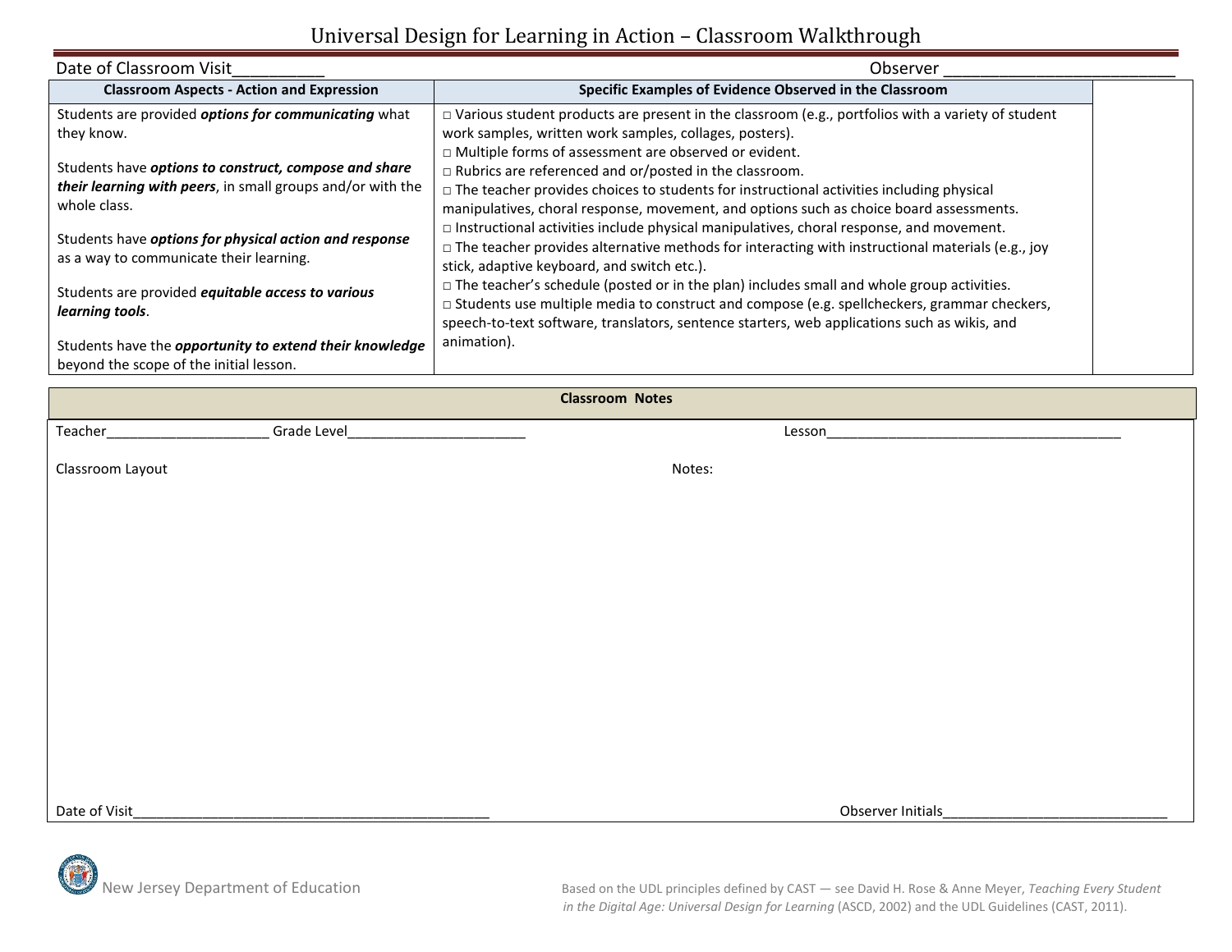# Universal Design for Learning in Action – Classroom Walkthrough

Date of Classroom Visit__________ Observer ___________________________

| Classroom Aspects - Action and Expression | Specific Examples of Evidence Observed in the Classroom | |
|---|---|---|
| Students are provided ***options for communicating*** what they know.<br><br>Students have ***options to construct, compose and share their learning with peers***, in small groups and/or with the whole class.<br><br>Students have ***options for physical action and response*** as a way to communicate their learning.<br><br>Students are provided ***equitable access to various learning tools***.<br><br>Students have the ***opportunity to extend their knowledge*** beyond the scope of the initial lesson. | □ Various student products are present in the classroom (e.g., portfolios with a variety of student work samples, written work samples, collages, posters).<br>□ Multiple forms of assessment are observed or evident.<br>□ Rubrics are referenced and or/posted in the classroom.<br>□ The teacher provides choices to students for instructional activities including physical manipulatives, choral response, movement, and options such as choice board assessments.<br>□ Instructional activities include physical manipulatives, choral response, and movement.<br>□ The teacher provides alternative methods for interacting with instructional materials (e.g., joy stick, adaptive keyboard, and switch etc.).<br>□ The teacher's schedule (posted or in the plan) includes small and whole group activities.<br>□ Students use multiple media to construct and compose (e.g. spellcheckers, grammar checkers, speech-to-text software, translators, sentence starters, web applications such as wikis, and animation). | |

**Classroom Notes**

Teacher______________________ Grade Level________________________ Lesson________________________________________

Classroom Layout

Notes:

Date of Visit________________________________________________ Observer Initials______________________________

New Jersey Department of Education

Based on the UDL principles defined by CAST — see David H. Rose & Anne Meyer, *Teaching Every Student in the Digital Age: Universal Design for Learning* (ASCD, 2002) and the UDL Guidelines (CAST, 2011).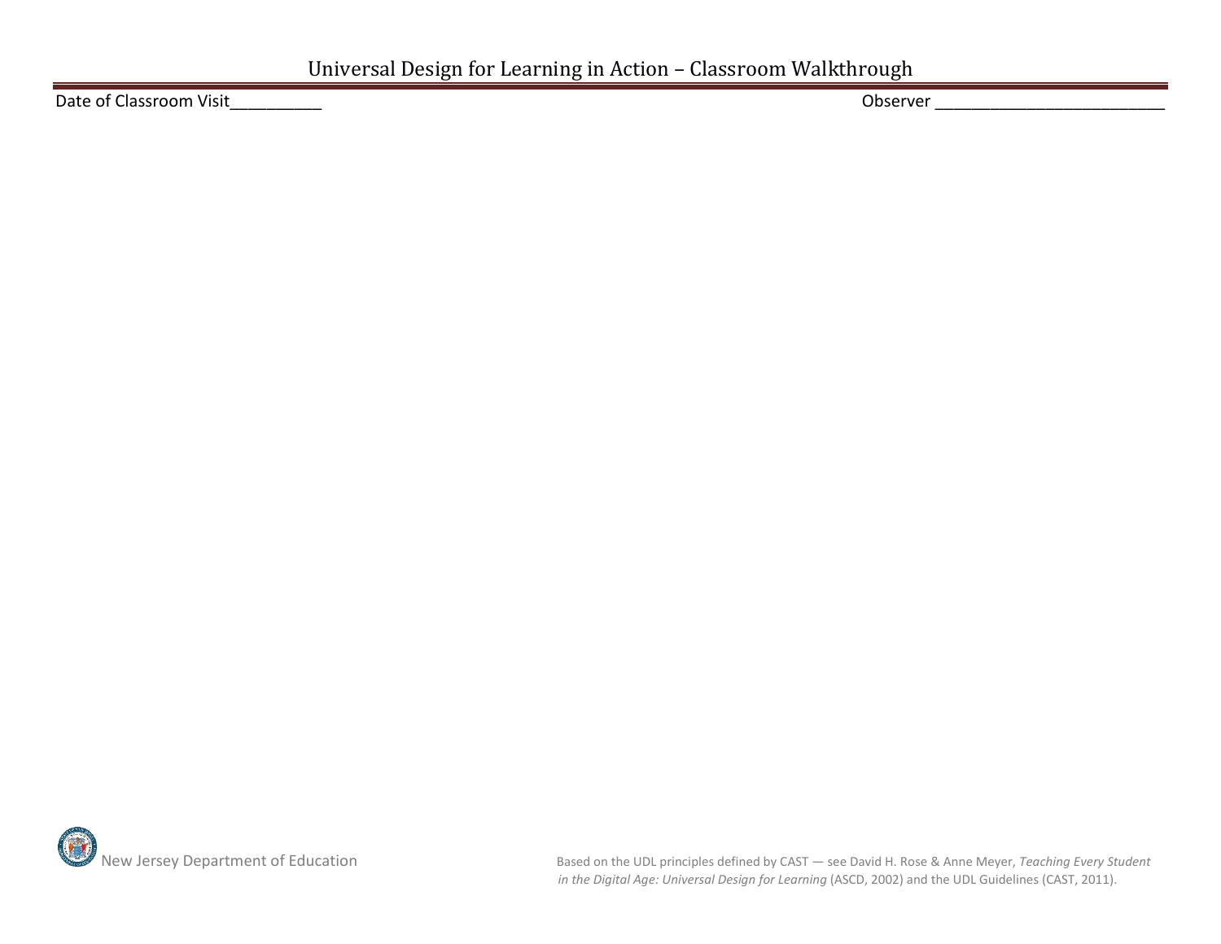# Universal Design for Learning in Action – Classroom Walkthrough

Date of Classroom Visit__________ Observer __________________________

New Jersey Department of Education

Based on the UDL principles defined by CAST — see David H. Rose & Anne Meyer, *Teaching Every Student in the Digital Age: Universal Design for Learning* (ASCD, 2002) and the UDL Guidelines (CAST, 2011).